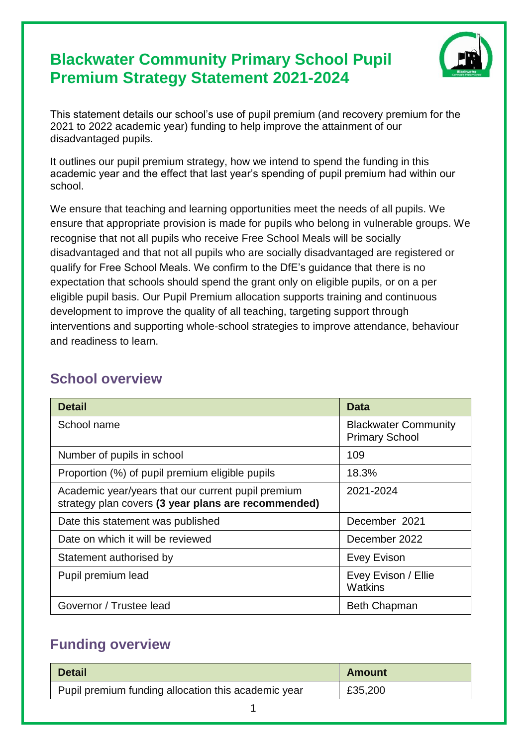# Blackwater Community Primary School Pupil Premium Strategy Statement 2021-2024

This statement details our school's use of pupil premium (and recovery premium for the 2021 to 2022 academic year) funding to help improve the attainment of our disadvantaged pupils.

It outlines our pupil premium strategy, how we intend to spend the funding in this academic year and the effect that last year's spending of pupil premium had within our school.

We ensure that teaching and learning opportunities meet the needs of all pupils. We ensure that appropriate provision is made for pupils who belong in vulnerable groups. We recognise that not all pupils who receive Free School Meals will be socially disadvantaged and that not all pupils who are socially disadvantaged are registered or qualify for Free School Meals. We confirm to the DfE's guidance that there is no expectation that schools should spend the grant only on eligible pupils, or on a per eligible pupil basis. Our Pupil Premium allocation supports training and continuous development to improve the quality of all teaching, targeting support through interventions and supporting whole-school strategies to improve attendance, behaviour and readiness to learn.

## School overview

| Detail | Data |
|---|---|
| School name | Blackwater Community Primary School |
| Number of pupils in school | 109 |
| Proportion (%) of pupil premium eligible pupils | 18.3% |
| Academic year/years that our current pupil premium strategy plan covers **(3 year plans are recommended)** | 2021-2024 |
| Date this statement was published | December 2021 |
| Date on which it will be reviewed | December 2022 |
| Statement authorised by | Evey Evison |
| Pupil premium lead | Evey Evison / Ellie Watkins |
| Governor / Trustee lead | Beth Chapman |

## Funding overview

| Detail | Amount |
|---|---|
| Pupil premium funding allocation this academic year | £35,200 |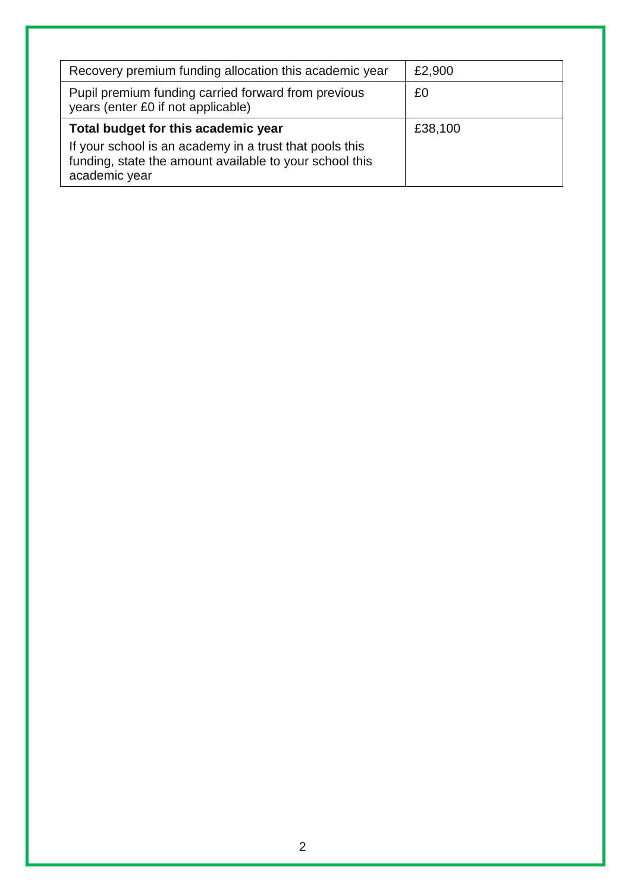| | |
|---|---|
| Recovery premium funding allocation this academic year | £2,900 |
| Pupil premium funding carried forward from previous years (enter £0 if not applicable) | £0 |
| **Total budget for this academic year**<br>If your school is an academy in a trust that pools this funding, state the amount available to your school this academic year | £38,100 |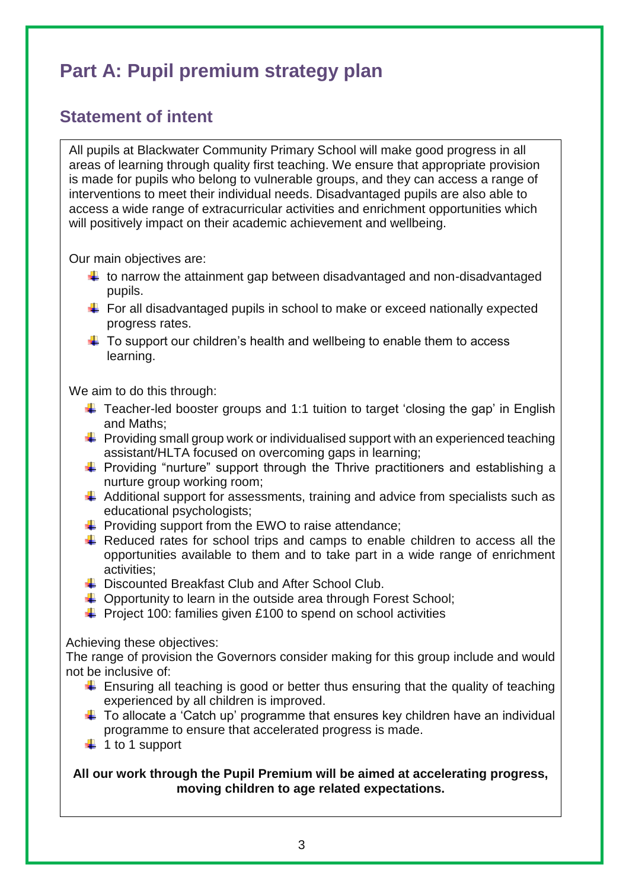# Part A: Pupil premium strategy plan

## Statement of intent

All pupils at Blackwater Community Primary School will make good progress in all areas of learning through quality first teaching. We ensure that appropriate provision is made for pupils who belong to vulnerable groups, and they can access a range of interventions to meet their individual needs. Disadvantaged pupils are also able to access a wide range of extracurricular activities and enrichment opportunities which will positively impact on their academic achievement and wellbeing.

Our main objectives are:

- to narrow the attainment gap between disadvantaged and non-disadvantaged pupils.
- For all disadvantaged pupils in school to make or exceed nationally expected progress rates.
- To support our children's health and wellbeing to enable them to access learning.

We aim to do this through:

- Teacher-led booster groups and 1:1 tuition to target 'closing the gap' in English and Maths;
- Providing small group work or individualised support with an experienced teaching assistant/HLTA focused on overcoming gaps in learning;
- Providing "nurture" support through the Thrive practitioners and establishing a nurture group working room;
- Additional support for assessments, training and advice from specialists such as educational psychologists;
- Providing support from the EWO to raise attendance;
- Reduced rates for school trips and camps to enable children to access all the opportunities available to them and to take part in a wide range of enrichment activities;
- Discounted Breakfast Club and After School Club.
- Opportunity to learn in the outside area through Forest School;
- Project 100: families given £100 to spend on school activities

Achieving these objectives:

The range of provision the Governors consider making for this group include and would not be inclusive of:

- Ensuring all teaching is good or better thus ensuring that the quality of teaching experienced by all children is improved.
- To allocate a 'Catch up' programme that ensures key children have an individual programme to ensure that accelerated progress is made.
- 1 to 1 support

**All our work through the Pupil Premium will be aimed at accelerating progress, moving children to age related expectations.**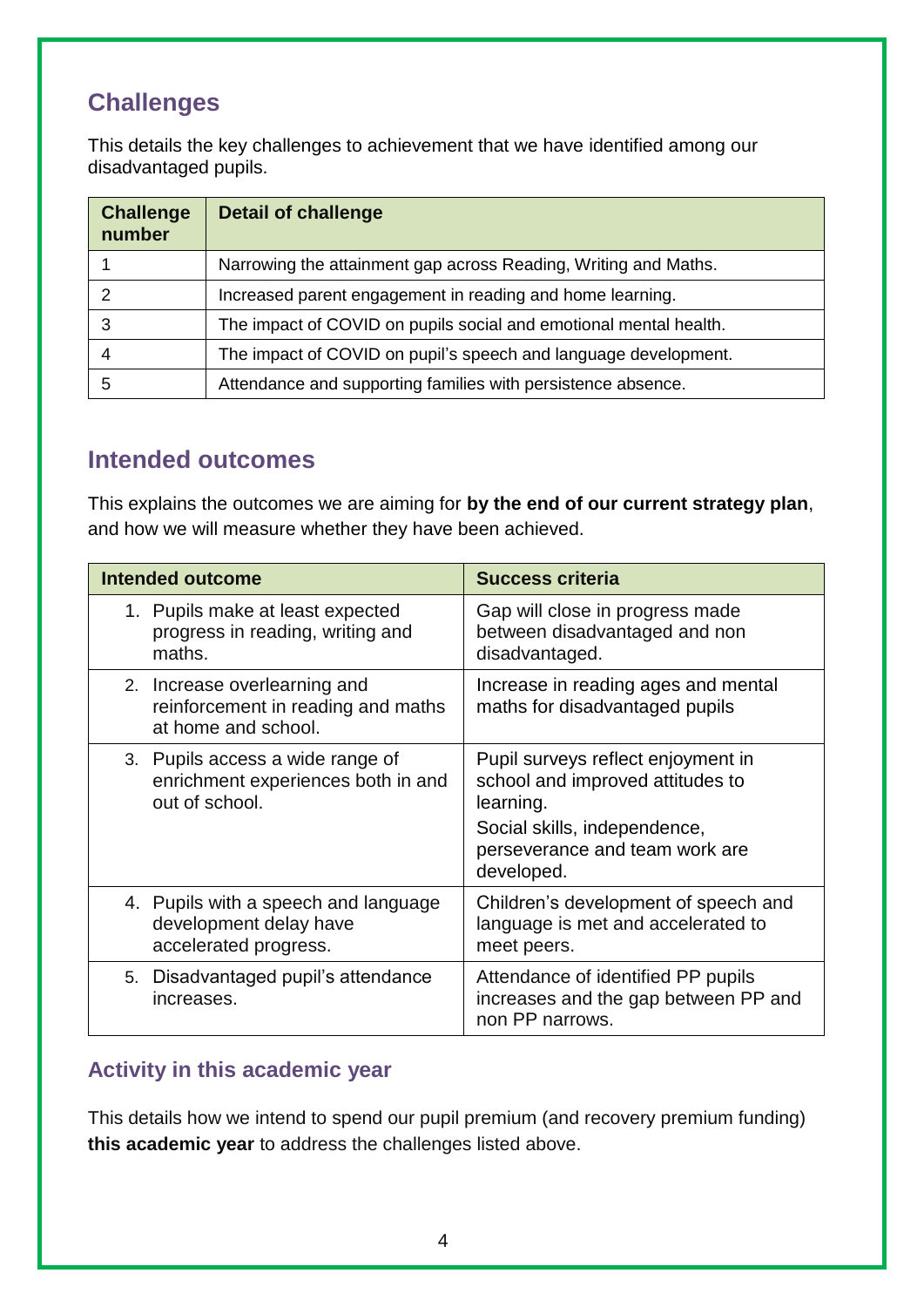## Challenges

This details the key challenges to achievement that we have identified among our disadvantaged pupils.

| Challenge number | Detail of challenge |
|---|---|
| 1 | Narrowing the attainment gap across Reading, Writing and Maths. |
| 2 | Increased parent engagement in reading and home learning. |
| 3 | The impact of COVID on pupils social and emotional mental health. |
| 4 | The impact of COVID on pupil's speech and language development. |
| 5 | Attendance and supporting families with persistence absence. |

## Intended outcomes

This explains the outcomes we are aiming for **by the end of our current strategy plan**, and how we will measure whether they have been achieved.

| Intended outcome | Success criteria |
|---|---|
| 1. Pupils make at least expected progress in reading, writing and maths. | Gap will close in progress made between disadvantaged and non disadvantaged. |
| 2. Increase overlearning and reinforcement in reading and maths at home and school. | Increase in reading ages and mental maths for disadvantaged pupils |
| 3. Pupils access a wide range of enrichment experiences both in and out of school. | Pupil surveys reflect enjoyment in school and improved attitudes to learning.<br>Social skills, independence, perseverance and team work are developed. |
| 4. Pupils with a speech and language development delay have accelerated progress. | Children's development of speech and language is met and accelerated to meet peers. |
| 5. Disadvantaged pupil's attendance increases. | Attendance of identified PP pupils increases and the gap between PP and non PP narrows. |

### Activity in this academic year

This details how we intend to spend our pupil premium (and recovery premium funding) **this academic year** to address the challenges listed above.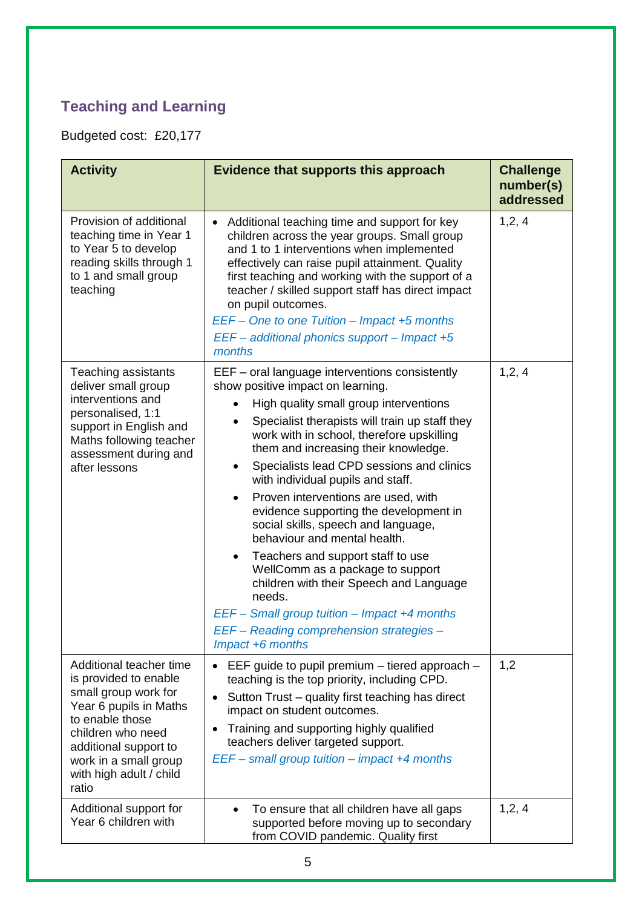## Teaching and Learning

Budgeted cost: £20,177

| Activity | Evidence that supports this approach | Challenge number(s) addressed |
|---|---|---|
| Provision of additional teaching time in Year 1 to Year 5 to develop reading skills through 1 to 1 and small group teaching | • Additional teaching time and support for key children across the year groups. Small group and 1 to 1 interventions when implemented effectively can raise pupil attainment. Quality first teaching and working with the support of a teacher / skilled support staff has direct impact on pupil outcomes.<br>*EEF – One to one Tuition – Impact +5 months*<br>*EEF – additional phonics support – Impact +5 months* | 1,2, 4 |
| Teaching assistants deliver small group interventions and personalised, 1:1 support in English and Maths following teacher assessment during and after lessons | EEF – oral language interventions consistently show positive impact on learning.<br>• High quality small group interventions<br>• Specialist therapists will train up staff they work with in school, therefore upskilling them and increasing their knowledge.<br>• Specialists lead CPD sessions and clinics with individual pupils and staff.<br>• Proven interventions are used, with evidence supporting the development in social skills, speech and language, behaviour and mental health.<br>• Teachers and support staff to use WellComm as a package to support children with their Speech and Language needs.<br>*EEF – Small group tuition – Impact +4 months*<br>*EEF – Reading comprehension strategies – Impact +6 months* | 1,2, 4 |
| Additional teacher time is provided to enable small group work for Year 6 pupils in Maths to enable those children who need additional support to work in a small group with high adult / child ratio | • EEF guide to pupil premium – tiered approach – teaching is the top priority, including CPD.<br>• Sutton Trust – quality first teaching has direct impact on student outcomes.<br>• Training and supporting highly qualified teachers deliver targeted support.<br>*EEF – small group tuition – impact +4 months* | 1,2 |
| Additional support for Year 6 children with | • To ensure that all children have all gaps supported before moving up to secondary from COVID pandemic. Quality first | 1,2, 4 |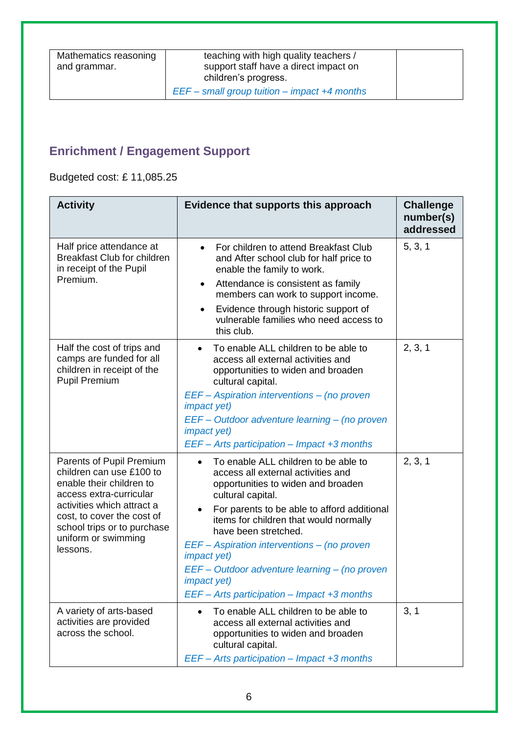| | | |
|---|---|---|
| Mathematics reasoning and grammar. | teaching with high quality teachers / support staff have a direct impact on children's progress.<br>*EEF – small group tuition – impact +4 months* | |

## Enrichment / Engagement Support

Budgeted cost: £ 11,085.25

| Activity | Evidence that supports this approach | Challenge number(s) addressed |
|---|---|---|
| Half price attendance at Breakfast Club for children in receipt of the Pupil Premium. | • For children to attend Breakfast Club and After school club for half price to enable the family to work.<br>• Attendance is consistent as family members can work to support income.<br>• Evidence through historic support of vulnerable families who need access to this club. | 5, 3, 1 |
| Half the cost of trips and camps are funded for all children in receipt of the Pupil Premium | • To enable ALL children to be able to access all external activities and opportunities to widen and broaden cultural capital.<br>*EEF – Aspiration interventions – (no proven impact yet)*<br>*EEF – Outdoor adventure learning – (no proven impact yet)*<br>*EEF – Arts participation – Impact +3 months* | 2, 3, 1 |
| Parents of Pupil Premium children can use £100 to enable their children to access extra-curricular activities which attract a cost, to cover the cost of school trips or to purchase uniform or swimming lessons. | • To enable ALL children to be able to access all external activities and opportunities to widen and broaden cultural capital.<br>• For parents to be able to afford additional items for children that would normally have been stretched.<br>*EEF – Aspiration interventions – (no proven impact yet)*<br>*EEF – Outdoor adventure learning – (no proven impact yet)*<br>*EEF – Arts participation – Impact +3 months* | 2, 3, 1 |
| A variety of arts-based activities are provided across the school. | • To enable ALL children to be able to access all external activities and opportunities to widen and broaden cultural capital.<br>*EEF – Arts participation – Impact +3 months* | 3, 1 |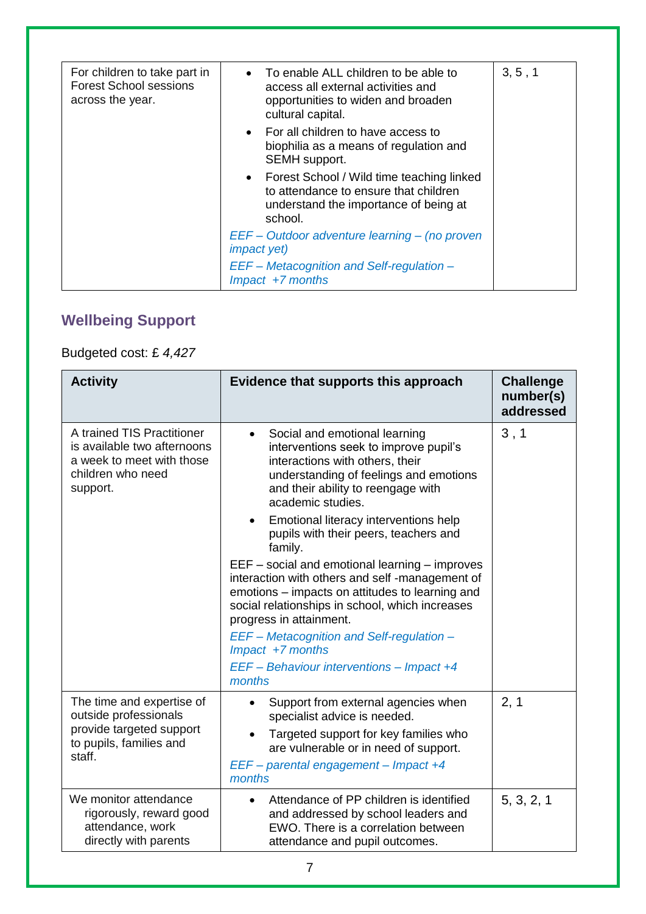| | | |
|---|---|---|
| For children to take part in Forest School sessions across the year. | • To enable ALL children to be able to access all external activities and opportunities to widen and broaden cultural capital.<br>• For all children to have access to biophilia as a means of regulation and SEMH support.<br>• Forest School / Wild time teaching linked to attendance to ensure that children understand the importance of being at school.<br>*EEF – Outdoor adventure learning – (no proven impact yet)*<br>*EEF – Metacognition and Self-regulation – Impact +7 months* | 3, 5 , 1 |

## Wellbeing Support

Budgeted cost: £ *4,427*

| Activity | Evidence that supports this approach | Challenge number(s) addressed |
|---|---|---|
| A trained TIS Practitioner is available two afternoons a week to meet with those children who need support. | • Social and emotional learning interventions seek to improve pupil's interactions with others, their understanding of feelings and emotions and their ability to reengage with academic studies.<br>• Emotional literacy interventions help pupils with their peers, teachers and family.<br>EEF – social and emotional learning – improves interaction with others and self -management of emotions – impacts on attitudes to learning and social relationships in school, which increases progress in attainment.<br>*EEF – Metacognition and Self-regulation – Impact +7 months*<br>*EEF – Behaviour interventions – Impact +4 months* | 3 , 1 |
| The time and expertise of outside professionals provide targeted support to pupils, families and staff. | • Support from external agencies when specialist advice is needed.<br>• Targeted support for key families who are vulnerable or in need of support.<br>*EEF – parental engagement – Impact +4 months* | 2, 1 |
| We monitor attendance rigorously, reward good attendance, work directly with parents | • Attendance of PP children is identified and addressed by school leaders and EWO. There is a correlation between attendance and pupil outcomes. | 5, 3, 2, 1 |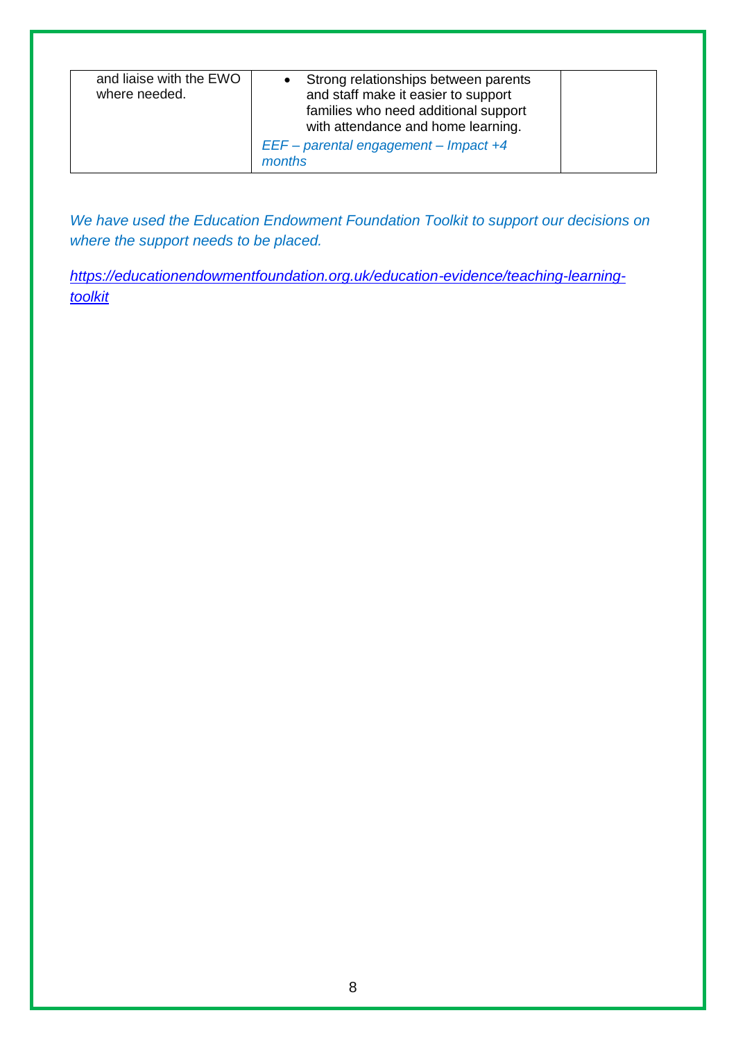| | | |
|---|---|---|
| and liaise with the EWO where needed. | • Strong relationships between parents and staff make it easier to support families who need additional support with attendance and home learning.<br>*EEF – parental engagement – Impact +4 months* | |

*We have used the Education Endowment Foundation Toolkit to support our decisions on where the support needs to be placed.*

*[https://educationendowmentfoundation.org.uk/education-evidence/teaching-learning-toolkit](https://educationendowmentfoundation.org.uk/education-evidence/teaching-learning-toolkit)*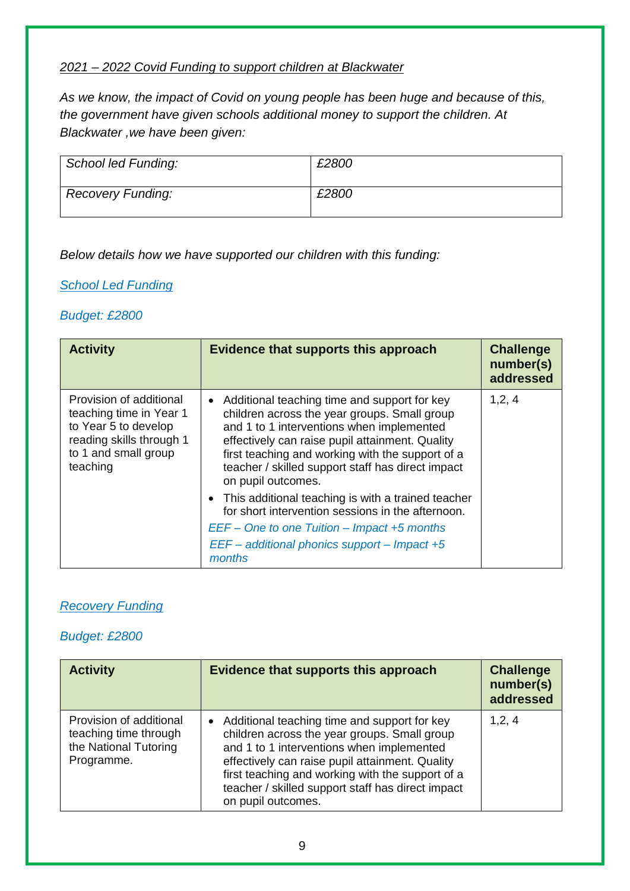*2021 – 2022 Covid Funding to support children at Blackwater*

*As we know, the impact of Covid on young people has been huge and because of this, the government have given schools additional money to support the children. At Blackwater ,we have been given:*

| *School led Funding:* | *£2800* |
|---|---|
| *Recovery Funding:* | *£2800* |

*Below details how we have supported our children with this funding:*

*School Led Funding*

*Budget: £2800*

| **Activity** | **Evidence that supports this approach** | **Challenge number(s) addressed** |
|---|---|---|
| Provision of additional teaching time in Year 1 to Year 5 to develop reading skills through 1 to 1 and small group teaching | • Additional teaching time and support for key children across the year groups. Small group and 1 to 1 interventions when implemented effectively can raise pupil attainment. Quality first teaching and working with the support of a teacher / skilled support staff has direct impact on pupil outcomes.<br>• This additional teaching is with a trained teacher for short intervention sessions in the afternoon.<br>*EEF – One to one Tuition – Impact +5 months*<br>*EEF – additional phonics support – Impact +5 months* | 1,2, 4 |

*Recovery Funding*

*Budget: £2800*

| **Activity** | **Evidence that supports this approach** | **Challenge number(s) addressed** |
|---|---|---|
| Provision of additional teaching time through the National Tutoring Programme. | • Additional teaching time and support for key children across the year groups. Small group and 1 to 1 interventions when implemented effectively can raise pupil attainment. Quality first teaching and working with the support of a teacher / skilled support staff has direct impact on pupil outcomes. | 1,2, 4 |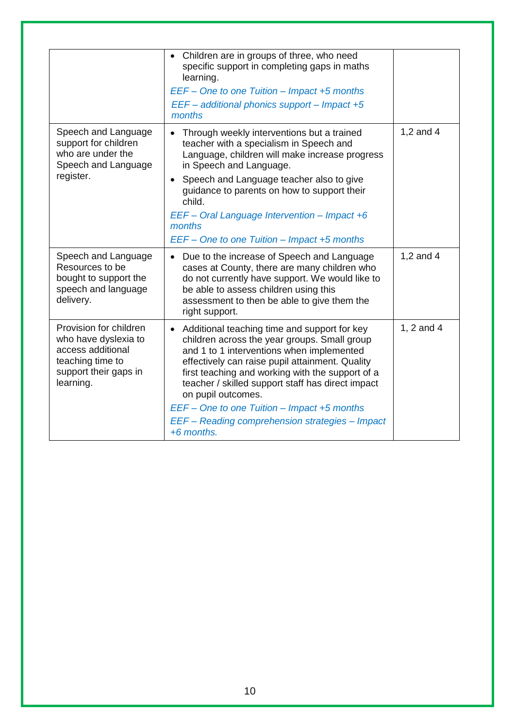| | | |
|---|---|---|
| | • Children are in groups of three, who need specific support in completing gaps in maths learning.<br>*EEF – One to one Tuition – Impact +5 months*<br>*EEF – additional phonics support – Impact +5 months* | |
| Speech and Language support for children who are under the Speech and Language register. | • Through weekly interventions but a trained teacher with a specialism in Speech and Language, children will make increase progress in Speech and Language.<br>• Speech and Language teacher also to give guidance to parents on how to support their child.<br>*EEF – Oral Language Intervention – Impact +6 months*<br>*EEF – One to one Tuition – Impact +5 months* | 1,2 and 4 |
| Speech and Language Resources to be bought to support the speech and language delivery. | • Due to the increase of Speech and Language cases at County, there are many children who do not currently have support. We would like to be able to assess children using this assessment to then be able to give them the right support. | 1,2 and 4 |
| Provision for children who have dyslexia to access additional teaching time to support their gaps in learning. | • Additional teaching time and support for key children across the year groups. Small group and 1 to 1 interventions when implemented effectively can raise pupil attainment. Quality first teaching and working with the support of a teacher / skilled support staff has direct impact on pupil outcomes.<br>*EEF – One to one Tuition – Impact +5 months*<br>*EEF – Reading comprehension strategies – Impact +6 months.* | 1, 2 and 4 |